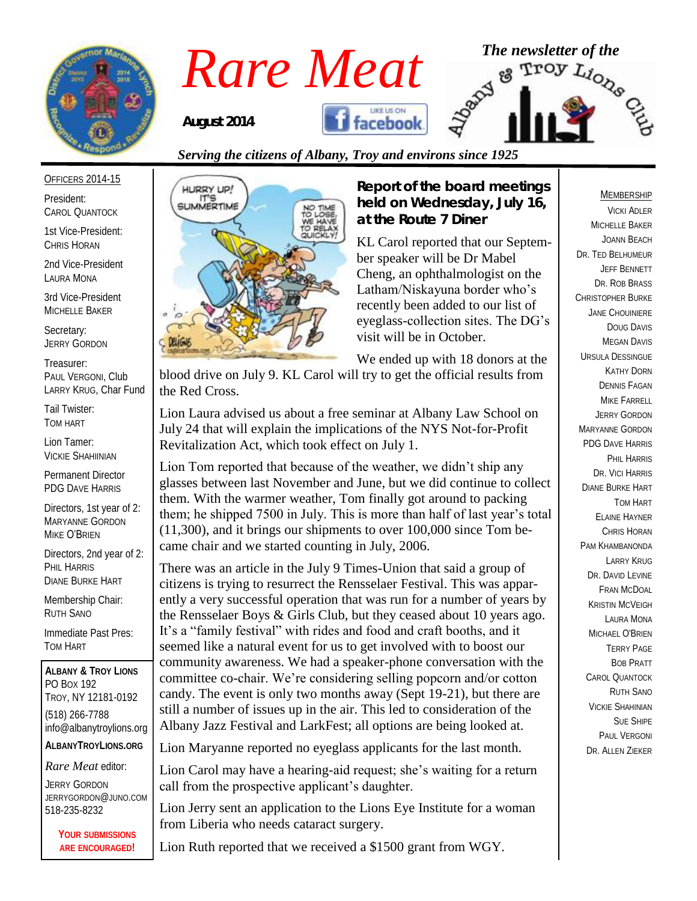# Rare Meat

**August 2014**

*The newsletter of the Albany & Troy Lions Club*

*Serving the citizens of Albany, Troy and environs since 1925*

OFFICERS 2014-15

President:
CAROL QUANTOCK

1st Vice-President:
CHRIS HORAN

2nd Vice-President
LAURA MONA

3rd Vice-President
MICHELLE BAKER

Secretary:
JERRY GORDON

Treasurer:
PAUL VERGONI, Club
LARRY KRUG, Char Fund

Tail Twister:
TOM HART

Lion Tamer:
VICKIE SHAHIINIAN

Permanent Director
PDG DAVE HARRIS

Directors, 1st year of 2:
MARYANNE GORDON
MIKE O'BRIEN

Directors, 2nd year of 2:
PHIL HARRIS
DIANE BURKE HART

Membership Chair:
RUTH SANO

Immediate Past Pres:
TOM HART

**ALBANY & TROY LIONS**
PO BOX 192
TROY, NY 12181-0192
(518) 266-7788
info@albanytroylions.org

**ALBANYTROYLIONS.ORG**

*Rare Meat* editor:
JERRY GORDON
JERRYGORDON@JUNO.COM
518-235-8232

**YOUR SUBMISSIONS ARE ENCOURAGED!**

## Report of the board meetings held on Wednesday, July 16, at the Route 7 Diner

KL Carol reported that our September speaker will be Dr Mabel Cheng, an ophthalmologist on the Latham/Niskayuna border who's recently been added to our list of eyeglass-collection sites. The DG's visit will be in October.

We ended up with 18 donors at the blood drive on July 9. KL Carol will try to get the official results from the Red Cross.

Lion Laura advised us about a free seminar at Albany Law School on July 24 that will explain the implications of the NYS Not-for-Profit Revitalization Act, which took effect on July 1.

Lion Tom reported that because of the weather, we didn't ship any glasses between last November and June, but we did continue to collect them. With the warmer weather, Tom finally got around to packing them; he shipped 7500 in July. This is more than half of last year's total (11,300), and it brings our shipments to over 100,000 since Tom became chair and we started counting in July, 2006.

There was an article in the July 9 Times-Union that said a group of citizens is trying to resurrect the Rensselaer Festival. This was apparently a very successful operation that was run for a number of years by the Rensselaer Boys & Girls Club, but they ceased about 10 years ago. It's a "family festival" with rides and food and craft booths, and it seemed like a natural event for us to get involved with to boost our community awareness. We had a speaker-phone conversation with the committee co-chair. We're considering selling popcorn and/or cotton candy. The event is only two months away (Sept 19-21), but there are still a number of issues up in the air. This led to consideration of the Albany Jazz Festival and LarkFest; all options are being looked at.

Lion Maryanne reported no eyeglass applicants for the last month.

Lion Carol may have a hearing-aid request; she's waiting for a return call from the prospective applicant's daughter.

Lion Jerry sent an application to the Lions Eye Institute for a woman from Liberia who needs cataract surgery.

Lion Ruth reported that we received a $1500 grant from WGY.

MEMBERSHIP

VICKI ADLER
MICHELLE BAKER
JOANN BEACH
DR. TED BELHUMEUR
JEFF BENNETT
DR. ROB BRASS
CHRISTOPHER BURKE
JANE CHOUINIERE
DOUG DAVIS
MEGAN DAVIS
URSULA DESSINGUE
KATHY DORN
DENNIS FAGAN
MIKE FARRELL
JERRY GORDON
MARYANNE GORDON
PDG DAVE HARRIS
PHIL HARRIS
DR. VICI HARRIS
DIANE BURKE HART
TOM HART
ELAINE HAYNER
CHRIS HORAN
PAM KHAMBANONDA
LARRY KRUG
DR. DAVID LEVINE
FRAN MCDOAL
KRISTIN MCVEIGH
LAURA MONA
MICHAEL O'BRIEN
TERRY PAGE
BOB PRATT
CAROL QUANTOCK
RUTH SANO
VICKIE SHAHINIAN
SUE SHIPE
PAUL VERGONI
DR. ALLEN ZIEKER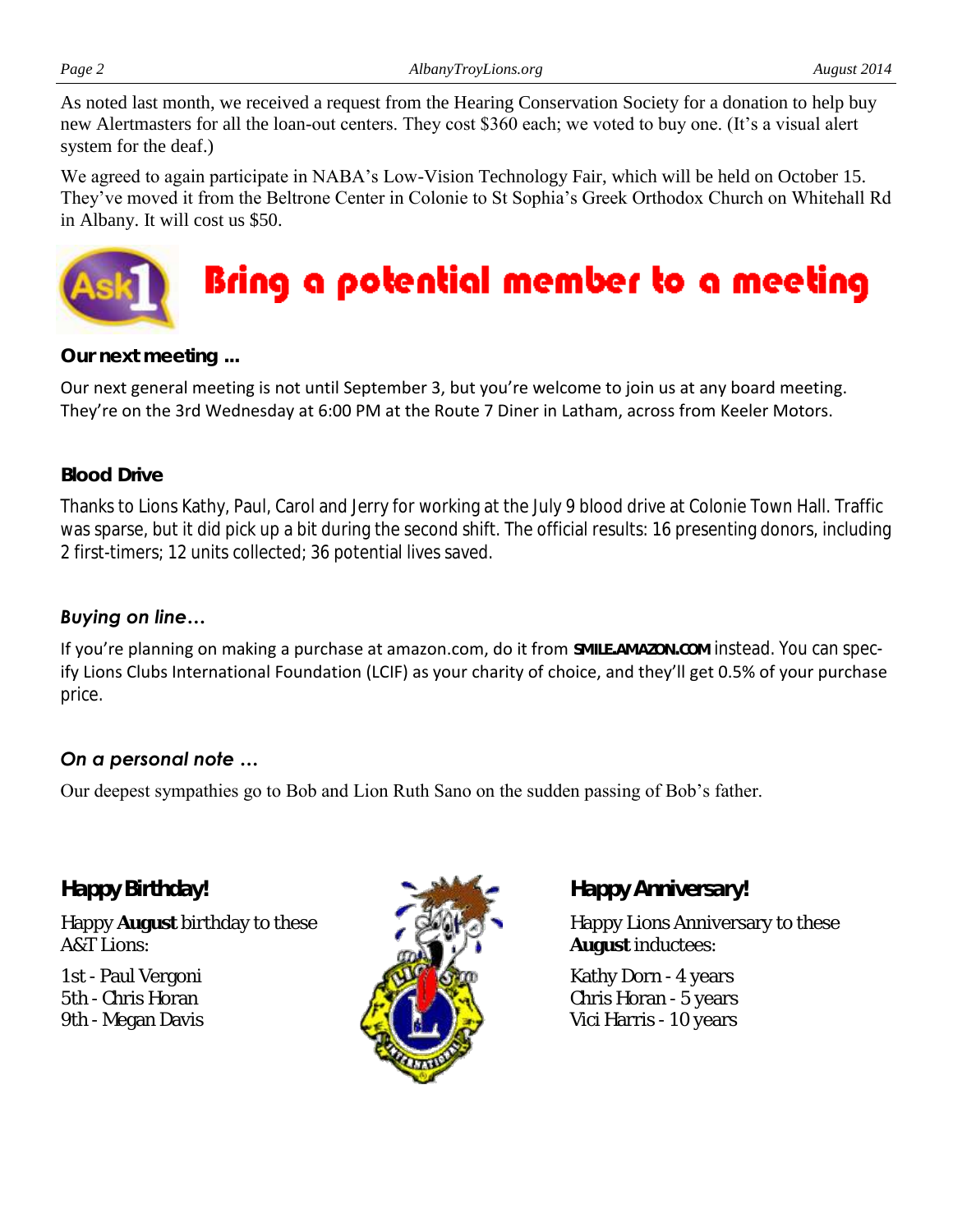As noted last month, we received a request from the Hearing Conservation Society for a donation to help buy new Alertmasters for all the loan-out centers. They cost $360 each; we voted to buy one. (It's a visual alert system for the deaf.)

We agreed to again participate in NABA's Low-Vision Technology Fair, which will be held on October 15. They've moved it from the Beltrone Center in Colonie to St Sophia's Greek Orthodox Church on Whitehall Rd in Albany. It will cost us $50.

## Bring a potential member to a meeting

### Our next meeting ...

Our next general meeting is not until September 3, but you're welcome to join us at any board meeting. They're on the 3rd Wednesday at 6:00 PM at the Route 7 Diner in Latham, across from Keeler Motors.

### Blood Drive

Thanks to Lions Kathy, Paul, Carol and Jerry for working at the July 9 blood drive at Colonie Town Hall. Traffic was sparse, but it did pick up a bit during the second shift. The official results: 16 presenting donors, including 2 first-timers; 12 units collected; 36 potential lives saved.

### *Buying on line…*

If you're planning on making a purchase at amazon.com, do it from **SMILE.AMAZON.COM** instead. You can specify Lions Clubs International Foundation (LCIF) as your charity of choice, and they'll get 0.5% of your purchase price.

### *On a personal note …*

Our deepest sympathies go to Bob and Lion Ruth Sano on the sudden passing of Bob's father.

### Happy Birthday!

Happy **August** birthday to these A&T Lions:

1st - Paul Vergoni
5th - Chris Horan
9th - Megan Davis

### Happy Anniversary!

Happy Lions Anniversary to these **August** inductees:

Kathy Dorn - 4 years
Chris Horan - 5 years
Vici Harris - 10 years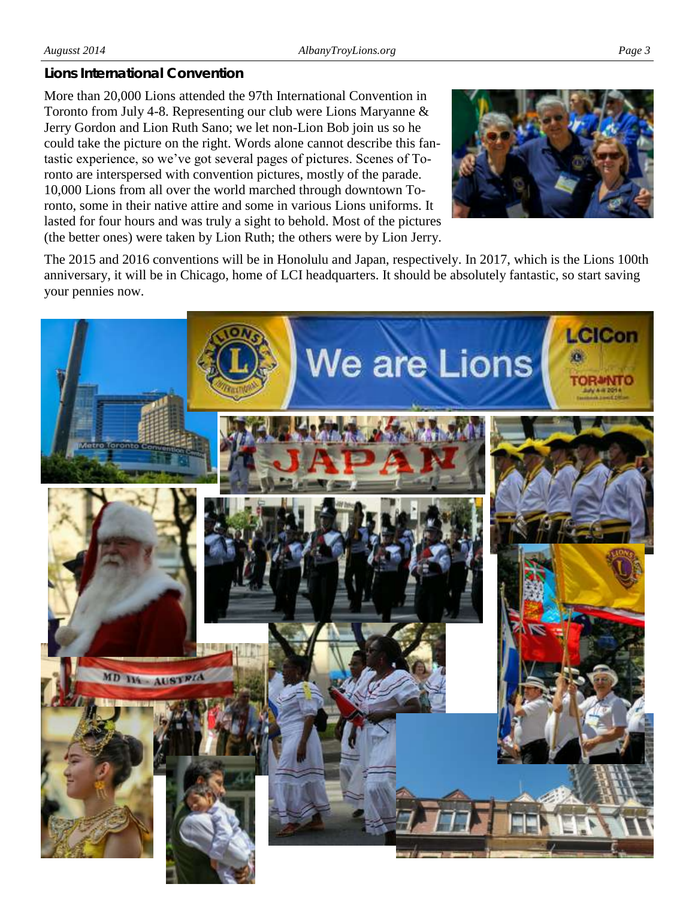## Lions International Convention

More than 20,000 Lions attended the 97th International Convention in Toronto from July 4-8. Representing our club were Lions Maryanne & Jerry Gordon and Lion Ruth Sano; we let non-Lion Bob join us so he could take the picture on the right. Words alone cannot describe this fantastic experience, so we've got several pages of pictures. Scenes of Toronto are interspersed with convention pictures, mostly of the parade. 10,000 Lions from all over the world marched through downtown Toronto, some in their native attire and some in various Lions uniforms. It lasted for four hours and was truly a sight to behold. Most of the pictures (the better ones) were taken by Lion Ruth; the others were by Lion Jerry.

The 2015 and 2016 conventions will be in Honolulu and Japan, respectively. In 2017, which is the Lions 100th anniversary, it will be in Chicago, home of LCI headquarters. It should be absolutely fantastic, so start saving your pennies now.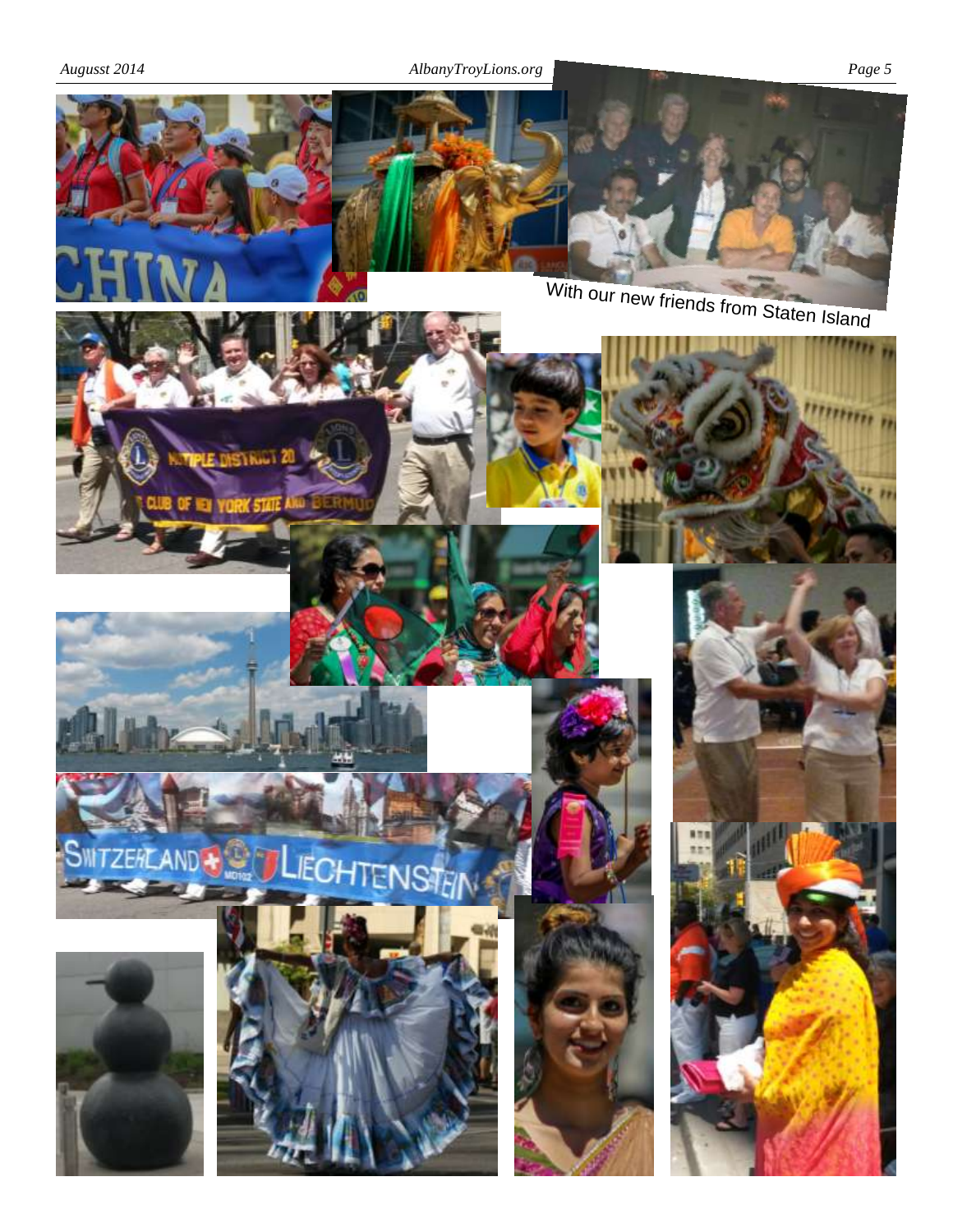With our new friends from Staten Island